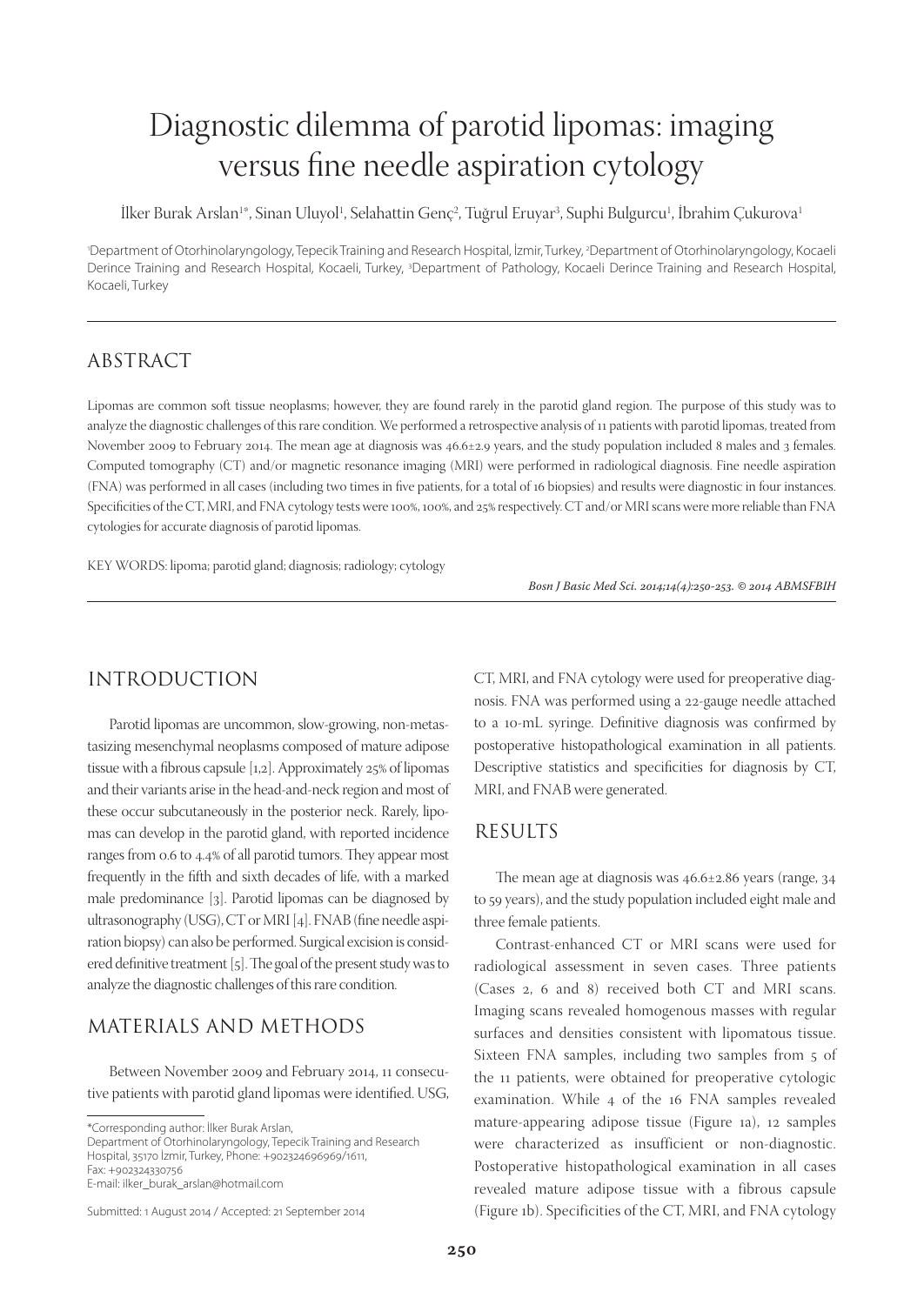# Diagnostic dilemma of parotid lipomas: imaging versus fine needle aspiration cytology

İlker Burak Arslan[1*], Sinan Uluyol[1], Selahattin Genç[2], Tuğrul Eruyar[3], Suphi Bulgurcu[1], İbrahim Çukurova[1]

[1]Department of Otorhinolaryngology, Tepecik Training and Research Hospital, İzmir, Turkey, [2]Department of Otorhinolaryngology, Kocaeli Derince Training and Research Hospital, Kocaeli, Turkey, [3]Department of Pathology, Kocaeli Derince Training and Research Hospital, Kocaeli, Turkey

## ABSTRACT

Lipomas are common soft tissue neoplasms; however, they are found rarely in the parotid gland region. The purpose of this study was to analyze the diagnostic challenges of this rare condition. We performed a retrospective analysis of 11 patients with parotid lipomas, treated from November 2009 to February 2014. The mean age at diagnosis was 46.6±2.9 years, and the study population included 8 males and 3 females. Computed tomography (CT) and/or magnetic resonance imaging (MRI) were performed in radiological diagnosis. Fine needle aspiration (FNA) was performed in all cases (including two times in five patients, for a total of 16 biopsies) and results were diagnostic in four instances. Specificities of the CT, MRI, and FNA cytology tests were 100%, 100%, and 25% respectively. CT and/or MRI scans were more reliable than FNA cytologies for accurate diagnosis of parotid lipomas.

KEY WORDS: lipoma; parotid gland; diagnosis; radiology; cytology

## INTRODUCTION

Parotid lipomas are uncommon, slow-growing, non-metastasizing mesenchymal neoplasms composed of mature adipose tissue with a fibrous capsule [1,2]. Approximately 25% of lipomas and their variants arise in the head-and-neck region and most of these occur subcutaneously in the posterior neck. Rarely, lipomas can develop in the parotid gland, with reported incidence ranges from 0.6 to 4.4% of all parotid tumors. They appear most frequently in the fifth and sixth decades of life, with a marked male predominance [3]. Parotid lipomas can be diagnosed by ultrasonography (USG), CT or MRI [4]. FNAB (fine needle aspiration biopsy) can also be performed. Surgical excision is considered definitive treatment [5]. The goal of the present study was to analyze the diagnostic challenges of this rare condition.

## MATERIALS AND METHODS

Between November 2009 and February 2014, 11 consecutive patients with parotid gland lipomas were identified. USG, CT, MRI, and FNA cytology were used for preoperative diagnosis. FNA was performed using a 22-gauge needle attached to a 10-mL syringe. Definitive diagnosis was confirmed by postoperative histopathological examination in all patients. Descriptive statistics and specificities for diagnosis by CT, MRI, and FNAB were generated.

## RESULTS

The mean age at diagnosis was 46.6±2.86 years (range, 34 to 59 years), and the study population included eight male and three female patients.

Contrast-enhanced CT or MRI scans were used for radiological assessment in seven cases. Three patients (Cases 2, 6 and 8) received both CT and MRI scans. Imaging scans revealed homogenous masses with regular surfaces and densities consistent with lipomatous tissue. Sixteen FNA samples, including two samples from 5 of the 11 patients, were obtained for preoperative cytologic examination. While 4 of the 16 FNA samples revealed mature-appearing adipose tissue (Figure 1a), 12 samples were characterized as insufficient or non-diagnostic. Postoperative histopathological examination in all cases revealed mature adipose tissue with a fibrous capsule (Figure 1b). Specificities of the CT, MRI, and FNA cytology

*Corresponding author: İlker Burak Arslan,
Department of Otorhinolaryngology, Tepecik Training and Research Hospital, 35170 İzmir, Turkey, Phone: +902324696969/1611,
Fax: +902324330756
E-mail: ilker_burak_arslan@hotmail.com

Submitted: 1 August 2014 / Accepted: 21 September 2014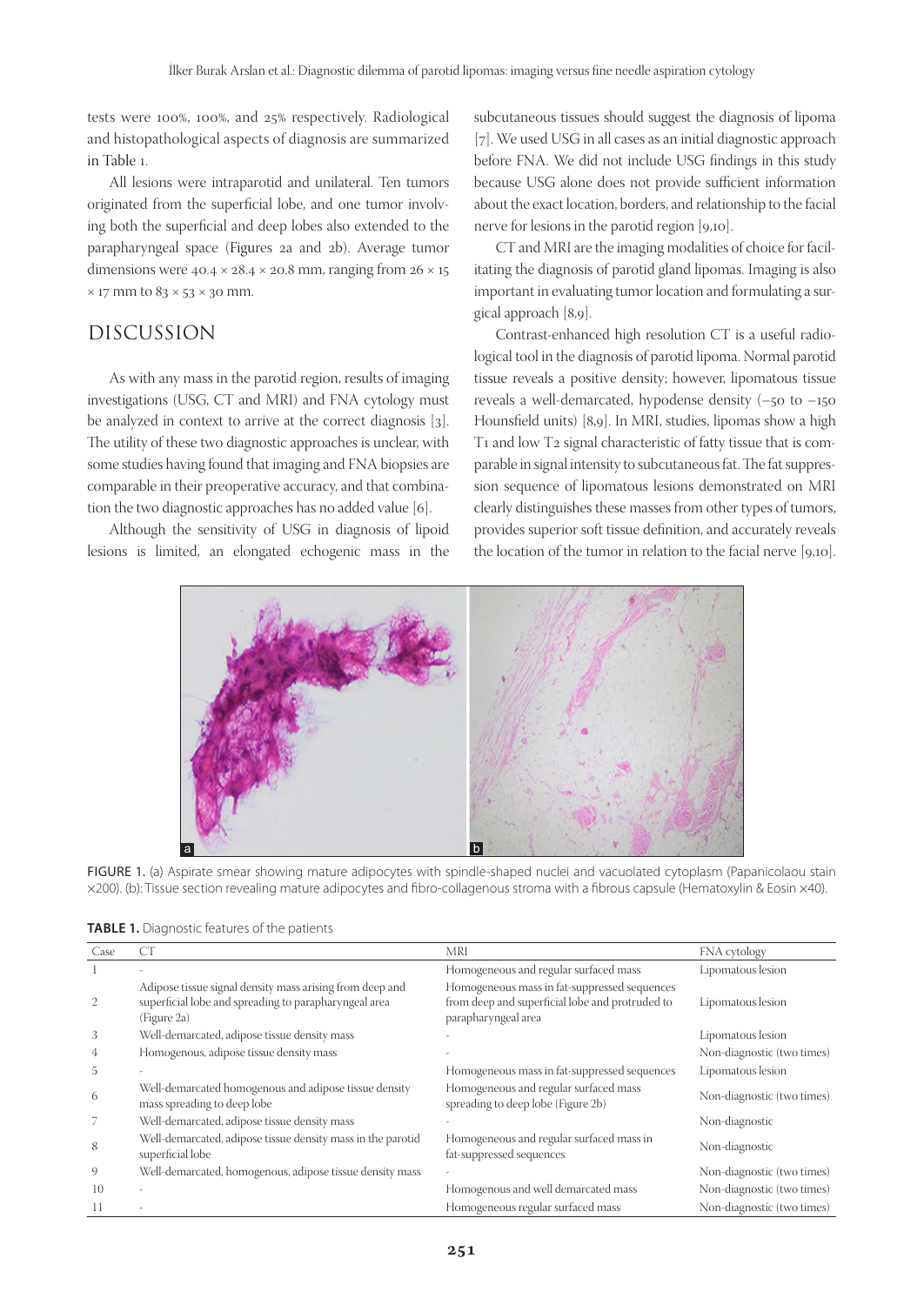tests were 100%, 100%, and 25% respectively. Radiological and histopathological aspects of diagnosis are summarized in Table 1.

All lesions were intraparotid and unilateral. Ten tumors originated from the superficial lobe, and one tumor involving both the superficial and deep lobes also extended to the parapharyngeal space (Figures 2a and 2b). Average tumor dimensions were 40.4 × 28.4 × 20.8 mm, ranging from 26 × 15 × 17 mm to 83 × 53 × 30 mm.

## DISCUSSION

As with any mass in the parotid region, results of imaging investigations (USG, CT and MRI) and FNA cytology must be analyzed in context to arrive at the correct diagnosis [3]. The utility of these two diagnostic approaches is unclear, with some studies having found that imaging and FNA biopsies are comparable in their preoperative accuracy, and that combination the two diagnostic approaches has no added value [6].

Although the sensitivity of USG in diagnosis of lipoid lesions is limited, an elongated echogenic mass in the subcutaneous tissues should suggest the diagnosis of lipoma [7]. We used USG in all cases as an initial diagnostic approach before FNA. We did not include USG findings in this study because USG alone does not provide sufficient information about the exact location, borders, and relationship to the facial nerve for lesions in the parotid region [9,10].

CT and MRI are the imaging modalities of choice for facilitating the diagnosis of parotid gland lipomas. Imaging is also important in evaluating tumor location and formulating a surgical approach [8,9].

Contrast-enhanced high resolution CT is a useful radiological tool in the diagnosis of parotid lipoma. Normal parotid tissue reveals a positive density; however, lipomatous tissue reveals a well-demarcated, hypodense density (−50 to −150 Hounsfield units) [8,9]. In MRI, studies, lipomas show a high T1 and low T2 signal characteristic of fatty tissue that is comparable in signal intensity to subcutaneous fat. The fat suppression sequence of lipomatous lesions demonstrated on MRI clearly distinguishes these masses from other types of tumors, provides superior soft tissue definition, and accurately reveals the location of the tumor in relation to the facial nerve [9,10].

FIGURE 1. (a) Aspirate smear showing mature adipocytes with spindle-shaped nuclei and vacuolated cytoplasm (Papanicolaou stain ×200). (b): Tissue section revealing mature adipocytes and fibro-collagenous stroma with a fibrous capsule (Hematoxylin & Eosin ×40).

**TABLE 1.** Diagnostic features of the patients

| Case | CT | MRI | FNA cytology |
|---|---|---|---|
| 1 | - | Homogeneous and regular surfaced mass | Lipomatous lesion |
| 2 | Adipose tissue signal density mass arising from deep and superficial lobe and spreading to parapharyngeal area (Figure 2a) | Homogeneous mass in fat-suppressed sequences from deep and superficial lobe and protruded to parapharyngeal area | Lipomatous lesion |
| 3 | Well-demarcated, adipose tissue density mass | - | Lipomatous lesion |
| 4 | Homogenous, adipose tissue density mass | - | Non-diagnostic (two times) |
| 5 | - | Homogeneous mass in fat-suppressed sequences | Lipomatous lesion |
| 6 | Well-demarcated homogenous and adipose tissue density mass spreading to deep lobe | Homogeneous and regular surfaced mass spreading to deep lobe (Figure 2b) | Non-diagnostic (two times) |
| 7 | Well-demarcated, adipose tissue density mass | - | Non-diagnostic |
| 8 | Well-demarcated, adipose tissue density mass in the parotid superficial lobe | Homogeneous and regular surfaced mass in fat-suppressed sequences | Non-diagnostic |
| 9 | Well-demarcated, homogeneous, adipose tissue density mass | - | Non-diagnostic (two times) |
| 10 | - | Homogenous and well demarcated mass | Non-diagnostic (two times) |
| 11 | - | Homogeneous regular surfaced mass | Non-diagnostic (two times) |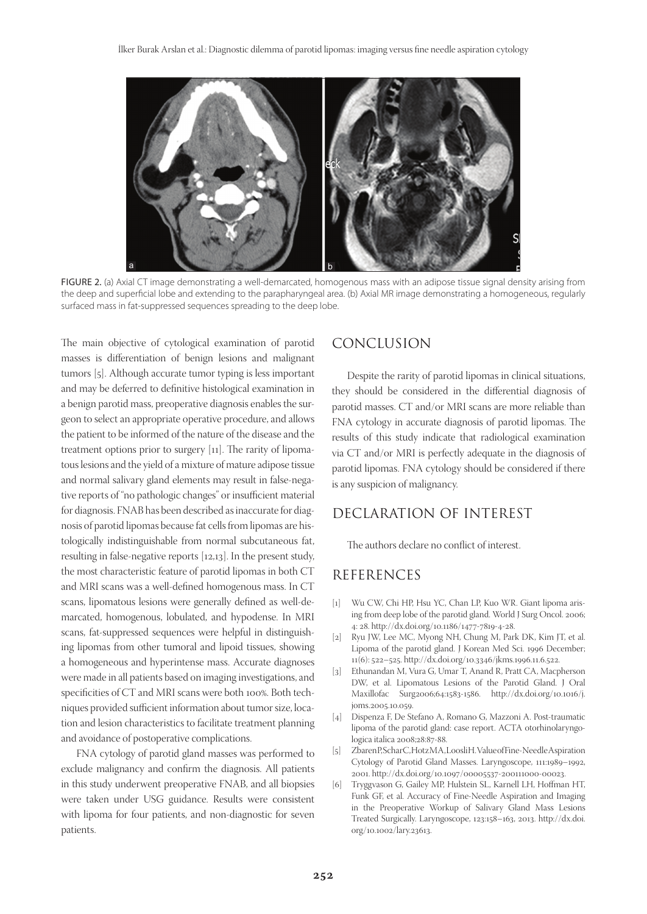FIGURE 2. (a) Axial CT image demonstrating a well-demarcated, homogenous mass with an adipose tissue signal density arising from the deep and superficial lobe and extending to the parapharyngeal area. (b) Axial MR image demonstrating a homogeneous, regularly surfaced mass in fat-suppressed sequences spreading to the deep lobe.

The main objective of cytological examination of parotid masses is differentiation of benign lesions and malignant tumors [5]. Although accurate tumor typing is less important and may be deferred to definitive histological examination in a benign parotid mass, preoperative diagnosis enables the surgeon to select an appropriate operative procedure, and allows the patient to be informed of the nature of the disease and the treatment options prior to surgery [11]. The rarity of lipomatous lesions and the yield of a mixture of mature adipose tissue and normal salivary gland elements may result in false-negative reports of "no pathologic changes" or insufficient material for diagnosis. FNAB has been described as inaccurate for diagnosis of parotid lipomas because fat cells from lipomas are histologically indistinguishable from normal subcutaneous fat, resulting in false-negative reports [12,13]. In the present study, the most characteristic feature of parotid lipomas in both CT and MRI scans was a well-defined homogenous mass. In CT scans, lipomatous lesions were generally defined as well-demarcated, homogenous, lobulated, and hypodense. In MRI scans, fat-suppressed sequences were helpful in distinguishing lipomas from other tumoral and lipoid tissues, showing a homogeneous and hyperintense mass. Accurate diagnoses were made in all patients based on imaging investigations, and specificities of CT and MRI scans were both 100%. Both techniques provided sufficient information about tumor size, location and lesion characteristics to facilitate treatment planning and avoidance of postoperative complications.

FNA cytology of parotid gland masses was performed to exclude malignancy and confirm the diagnosis. All patients in this study underwent preoperative FNAB, and all biopsies were taken under USG guidance. Results were consistent with lipoma for four patients, and non-diagnostic for seven patients.

## CONCLUSION

Despite the rarity of parotid lipomas in clinical situations, they should be considered in the differential diagnosis of parotid masses. CT and/or MRI scans are more reliable than FNA cytology in accurate diagnosis of parotid lipomas. The results of this study indicate that radiological examination via CT and/or MRI is perfectly adequate in the diagnosis of parotid lipomas. FNA cytology should be considered if there is any suspicion of malignancy.

## DECLARATION OF INTEREST

The authors declare no conflict of interest.

## REFERENCES

[1] Wu CW, Chi HP, Hsu YC, Chan LP, Kuo WR. Giant lipoma arising from deep lobe of the parotid gland. World J Surg Oncol. 2006; 4: 28. http://dx.doi.org/10.1186/1477-7819-4-28.

[2] Ryu JW, Lee MC, Myong NH, Chung M, Park DK, Kim JT, et al. Lipoma of the parotid gland. J Korean Med Sci. 1996 December; 11(6): 522–525. http://dx.doi.org/10.3346/jkms.1996.11.6.522.

[3] Ethunandan M, Vura G, Umar T, Anand R, Pratt CA, Macpherson DW, et al. Lipomatous Lesions of the Parotid Gland. J Oral Maxillofac Surg2006;64:1583-1586. http://dx.doi.org/10.1016/j.joms.2005.10.059.

[4] Dispenza F, De Stefano A, Romano G, Mazzoni A. Post-traumatic lipoma of the parotid gland: case report. ACTA otorhinolaryngologica italica 2008;28:87-88.

[5] ZbarenP,ScharC,HotzMA,LoosliH.ValueofFine-NeedleAspiration Cytology of Parotid Gland Masses. Laryngoscope, 111:1989–1992, 2001. http://dx.doi.org/10.1097/00005537-200111000-00023.

[6] Tryggvason G, Gailey MP, Hulstein SL, Karnell LH, Hoffman HT, Funk GF, et al. Accuracy of Fine-Needle Aspiration and Imaging in the Preoperative Workup of Salivary Gland Mass Lesions Treated Surgically. Laryngoscope, 123:158–163, 2013. http://dx.doi.org/10.1002/lary.23613.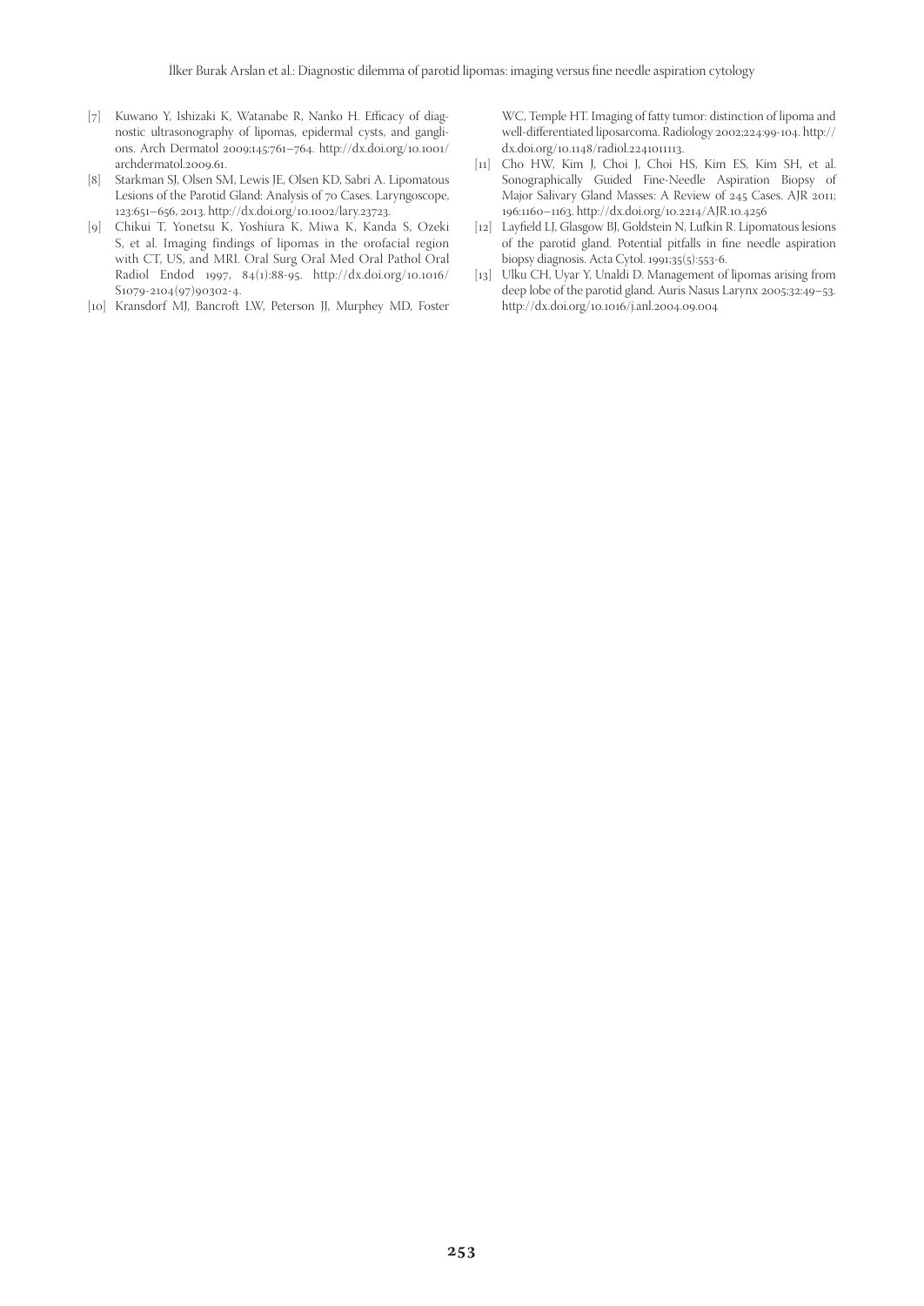[7] Kuwano Y, Ishizaki K, Watanabe R, Nanko H. Efficacy of diagnostic ultrasonography of lipomas, epidermal cysts, and ganglions. Arch Dermatol 2009;145:761–764. http://dx.doi.org/10.1001/archdermatol.2009.61.

[8] Starkman SJ, Olsen SM, Lewis JE, Olsen KD, Sabri A. Lipomatous Lesions of the Parotid Gland: Analysis of 70 Cases. Laryngoscope, 123:651–656, 2013. http://dx.doi.org/10.1002/lary.23723.

[9] Chikui T, Yonetsu K, Yoshiura K, Miwa K, Kanda S, Ozeki S, et al. Imaging findings of lipomas in the orofacial region with CT, US, and MRI. Oral Surg Oral Med Oral Pathol Oral Radiol Endod 1997, 84(1):88-95. http://dx.doi.org/10.1016/S1079-2104(97)90302-4.

[10] Kransdorf MJ, Bancroft LW, Peterson JJ, Murphey MD, Foster WC, Temple HT. Imaging of fatty tumor: distinction of lipoma and well-differentiated liposarcoma. Radiology 2002;224:99-104. http://dx.doi.org/10.1148/radiol.2241011113.

[11] Cho HW, Kim J, Choi J, Choi HS, Kim ES, Kim SH, et al. Sonographically Guided Fine-Needle Aspiration Biopsy of Major Salivary Gland Masses: A Review of 245 Cases. AJR 2011; 196:1160–1163. http://dx.doi.org/10.2214/AJR.10.4256

[12] Layfield LJ, Glasgow BJ, Goldstein N, Lufkin R. Lipomatous lesions of the parotid gland. Potential pitfalls in fine needle aspiration biopsy diagnosis. Acta Cytol. 1991;35(5):553-6.

[13] Ulku CH, Uyar Y, Unaldi D. Management of lipomas arising from deep lobe of the parotid gland. Auris Nasus Larynx 2005;32:49–53. http://dx.doi.org/10.1016/j.anl.2004.09.004